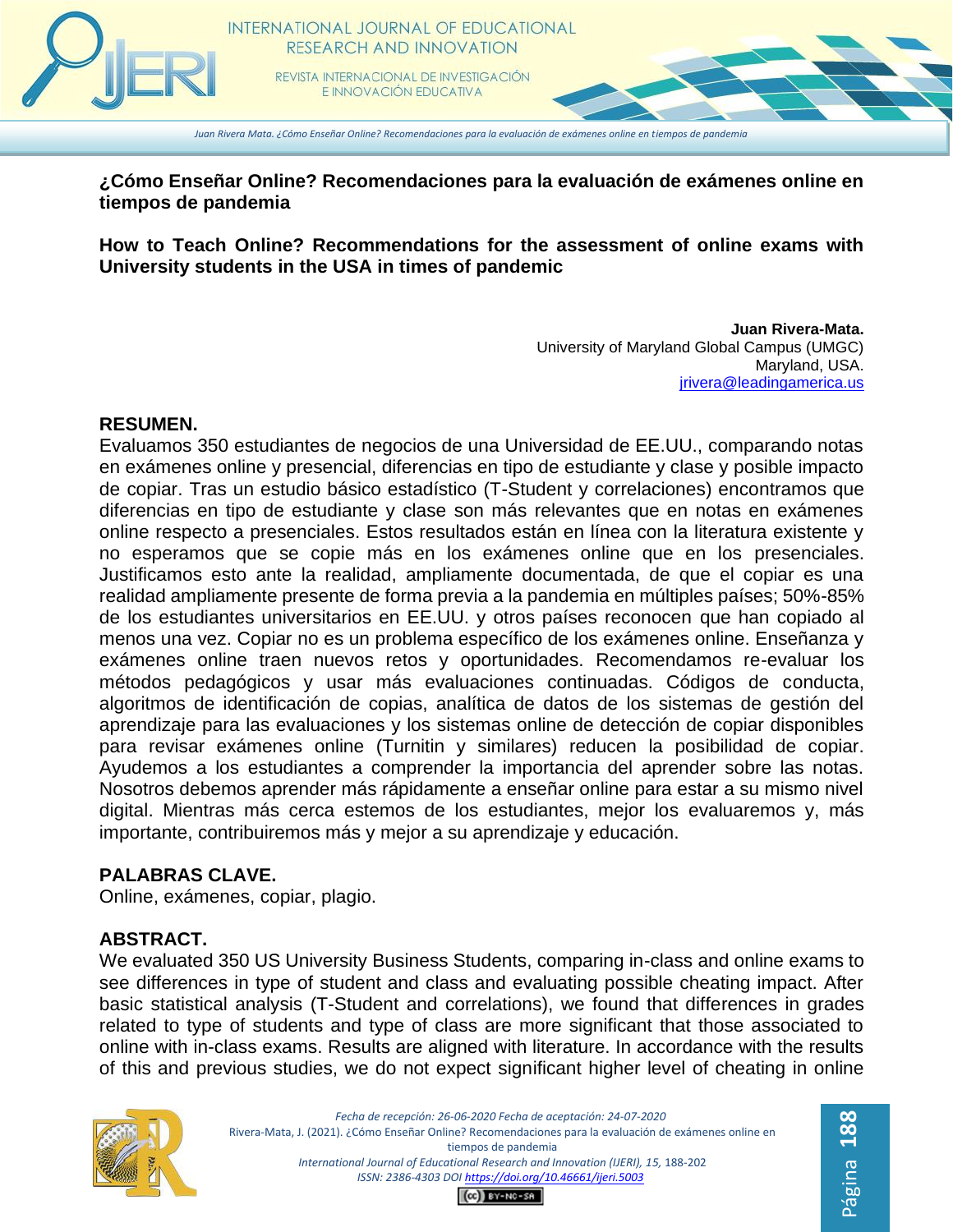# ¿Cómo Enseñar Online? Recomendaciones para la evaluación de exámenes online en tiempos de pandemia

# How to Teach Online? Recommendations for the assessment of online exams with University students in the USA in times of pandemic

**Juan Rivera-Mata.**
University of Maryland Global Campus (UMGC)
Maryland, USA.
jrivera@leadingamerica.us

## RESUMEN.

Evaluamos 350 estudiantes de negocios de una Universidad de EE.UU., comparando notas en exámenes online y presencial, diferencias en tipo de estudiante y clase y posible impacto de copiar. Tras un estudio básico estadístico (T-Student y correlaciones) encontramos que diferencias en tipo de estudiante y clase son más relevantes que en notas en exámenes online respecto a presenciales. Estos resultados están en línea con la literatura existente y no esperamos que se copie más en los exámenes online que en los presenciales. Justificamos esto ante la realidad, ampliamente documentada, de que el copiar es una realidad ampliamente presente de forma previa a la pandemia en múltiples países; 50%-85% de los estudiantes universitarios en EE.UU. y otros países reconocen que han copiado al menos una vez. Copiar no es un problema específico de los exámenes online. Enseñanza y exámenes online traen nuevos retos y oportunidades. Recomendamos re-evaluar los métodos pedagógicos y usar más evaluaciones continuadas. Códigos de conducta, algoritmos de identificación de copias, analítica de datos de los sistemas de gestión del aprendizaje para las evaluaciones y los sistemas online de detección de copiar disponibles para revisar exámenes online (Turnitin y similares) reducen la posibilidad de copiar. Ayudemos a los estudiantes a comprender la importancia del aprender sobre las notas. Nosotros debemos aprender más rápidamente a enseñar online para estar a su mismo nivel digital. Mientras más cerca estemos de los estudiantes, mejor los evaluaremos y, más importante, contribuiremos más y mejor a su aprendizaje y educación.

## PALABRAS CLAVE.

Online, exámenes, copiar, plagio.

## ABSTRACT.

We evaluated 350 US University Business Students, comparing in-class and online exams to see differences in type of student and class and evaluating possible cheating impact. After basic statistical analysis (T-Student and correlations), we found that differences in grades related to type of students and type of class are more significant that those associated to online with in-class exams. Results are aligned with literature. In accordance with the results of this and previous studies, we do not expect significant higher level of cheating in online

Fecha de recepción: 26-06-2020 Fecha de aceptación: 24-07-2020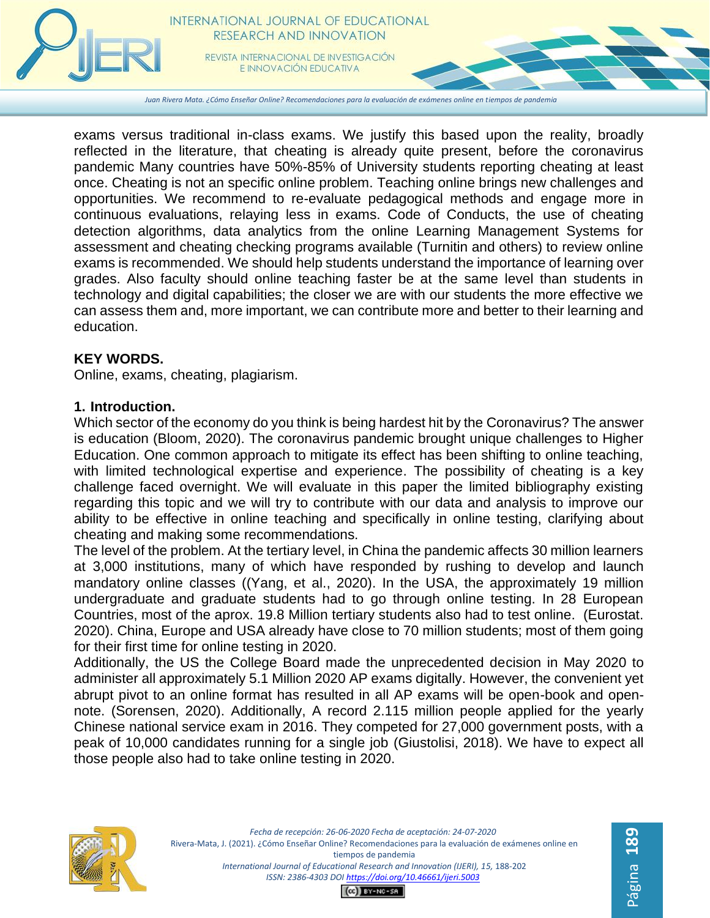exams versus traditional in-class exams. We justify this based upon the reality, broadly reflected in the literature, that cheating is already quite present, before the coronavirus pandemic Many countries have 50%-85% of University students reporting cheating at least once. Cheating is not an specific online problem. Teaching online brings new challenges and opportunities. We recommend to re-evaluate pedagogical methods and engage more in continuous evaluations, relaying less in exams. Code of Conducts, the use of cheating detection algorithms, data analytics from the online Learning Management Systems for assessment and cheating checking programs available (Turnitin and others) to review online exams is recommended. We should help students understand the importance of learning over grades. Also faculty should online teaching faster be at the same level than students in technology and digital capabilities; the closer we are with our students the more effective we can assess them and, more important, we can contribute more and better to their learning and education.

**KEY WORDS.**
Online, exams, cheating, plagiarism.

## 1. Introduction.

Which sector of the economy do you think is being hardest hit by the Coronavirus? The answer is education (Bloom, 2020). The coronavirus pandemic brought unique challenges to Higher Education. One common approach to mitigate its effect has been shifting to online teaching, with limited technological expertise and experience. The possibility of cheating is a key challenge faced overnight. We will evaluate in this paper the limited bibliography existing regarding this topic and we will try to contribute with our data and analysis to improve our ability to be effective in online teaching and specifically in online testing, clarifying about cheating and making some recommendations.

The level of the problem. At the tertiary level, in China the pandemic affects 30 million learners at 3,000 institutions, many of which have responded by rushing to develop and launch mandatory online classes ((Yang, et al., 2020). In the USA, the approximately 19 million undergraduate and graduate students had to go through online testing. In 28 European Countries, most of the aprox. 19.8 Million tertiary students also had to test online. (Eurostat. 2020). China, Europe and USA already have close to 70 million students; most of them going for their first time for online testing in 2020.

Additionally, the US the College Board made the unprecedented decision in May 2020 to administer all approximately 5.1 Million 2020 AP exams digitally. However, the convenient yet abrupt pivot to an online format has resulted in all AP exams will be open-book and open-note. (Sorensen, 2020). Additionally, A record 2.115 million people applied for the yearly Chinese national service exam in 2016. They competed for 27,000 government posts, with a peak of 10,000 candidates running for a single job (Giustolisi, 2018). We have to expect all those people also had to take online testing in 2020.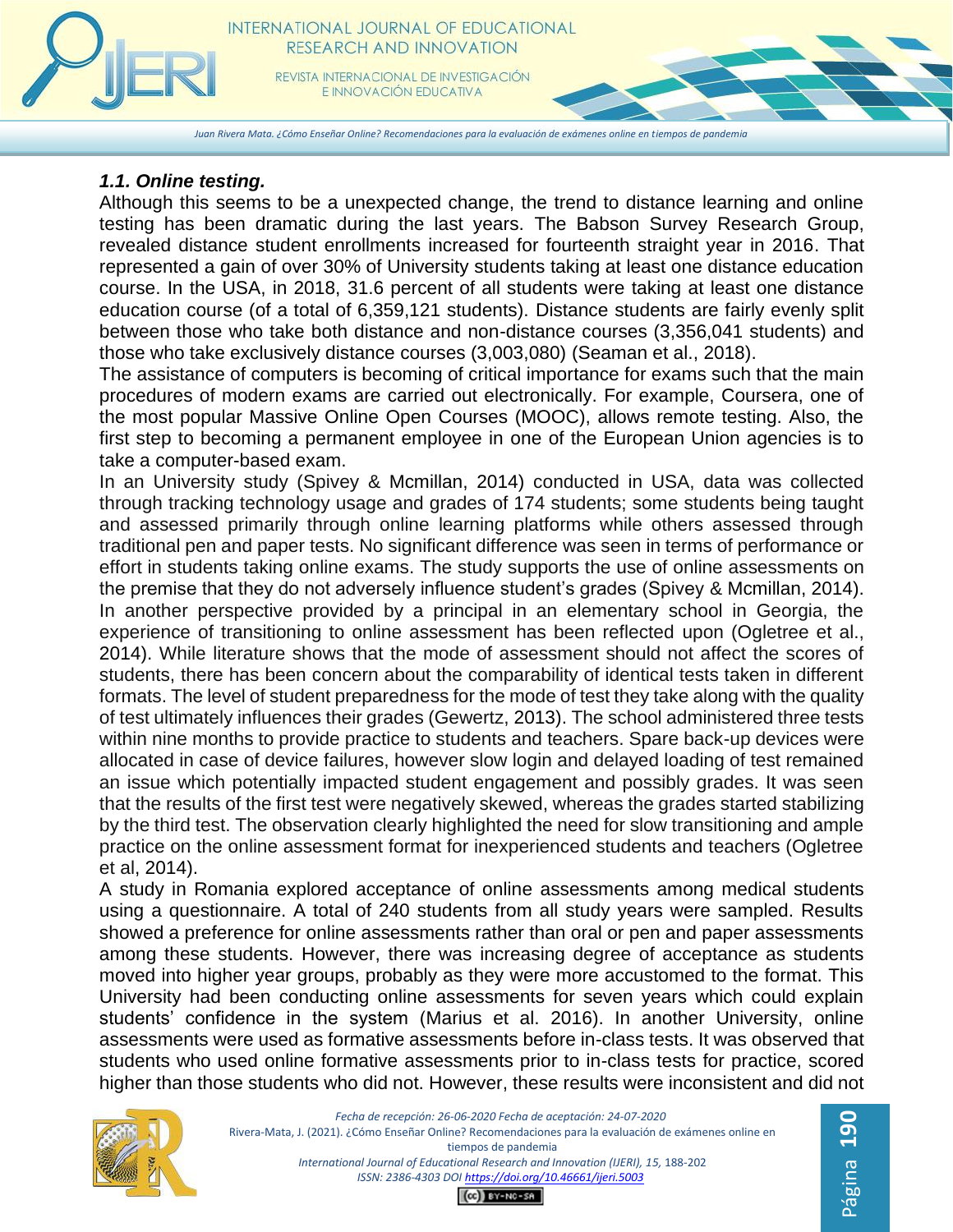### *1.1. Online testing.*

Although this seems to be a unexpected change, the trend to distance learning and online testing has been dramatic during the last years. The Babson Survey Research Group, revealed distance student enrollments increased for fourteenth straight year in 2016. That represented a gain of over 30% of University students taking at least one distance education course. In the USA, in 2018, 31.6 percent of all students were taking at least one distance education course (of a total of 6,359,121 students). Distance students are fairly evenly split between those who take both distance and non-distance courses (3,356,041 students) and those who take exclusively distance courses (3,003,080) (Seaman et al., 2018).

The assistance of computers is becoming of critical importance for exams such that the main procedures of modern exams are carried out electronically. For example, Coursera, one of the most popular Massive Online Open Courses (MOOC), allows remote testing. Also, the first step to becoming a permanent employee in one of the European Union agencies is to take a computer-based exam.

In an University study (Spivey & Mcmillan, 2014) conducted in USA, data was collected through tracking technology usage and grades of 174 students; some students being taught and assessed primarily through online learning platforms while others assessed through traditional pen and paper tests. No significant difference was seen in terms of performance or effort in students taking online exams. The study supports the use of online assessments on the premise that they do not adversely influence student's grades (Spivey & Mcmillan, 2014). In another perspective provided by a principal in an elementary school in Georgia, the experience of transitioning to online assessment has been reflected upon (Ogletree et al., 2014). While literature shows that the mode of assessment should not affect the scores of students, there has been concern about the comparability of identical tests taken in different formats. The level of student preparedness for the mode of test they take along with the quality of test ultimately influences their grades (Gewertz, 2013). The school administered three tests within nine months to provide practice to students and teachers. Spare back-up devices were allocated in case of device failures, however slow login and delayed loading of test remained an issue which potentially impacted student engagement and possibly grades. It was seen that the results of the first test were negatively skewed, whereas the grades started stabilizing by the third test. The observation clearly highlighted the need for slow transitioning and ample practice on the online assessment format for inexperienced students and teachers (Ogletree et al, 2014).

A study in Romania explored acceptance of online assessments among medical students using a questionnaire. A total of 240 students from all study years were sampled. Results showed a preference for online assessments rather than oral or pen and paper assessments among these students. However, there was increasing degree of acceptance as students moved into higher year groups, probably as they were more accustomed to the format. This University had been conducting online assessments for seven years which could explain students' confidence in the system (Marius et al. 2016). In another University, online assessments were used as formative assessments before in-class tests. It was observed that students who used online formative assessments prior to in-class tests for practice, scored higher than those students who did not. However, these results were inconsistent and did not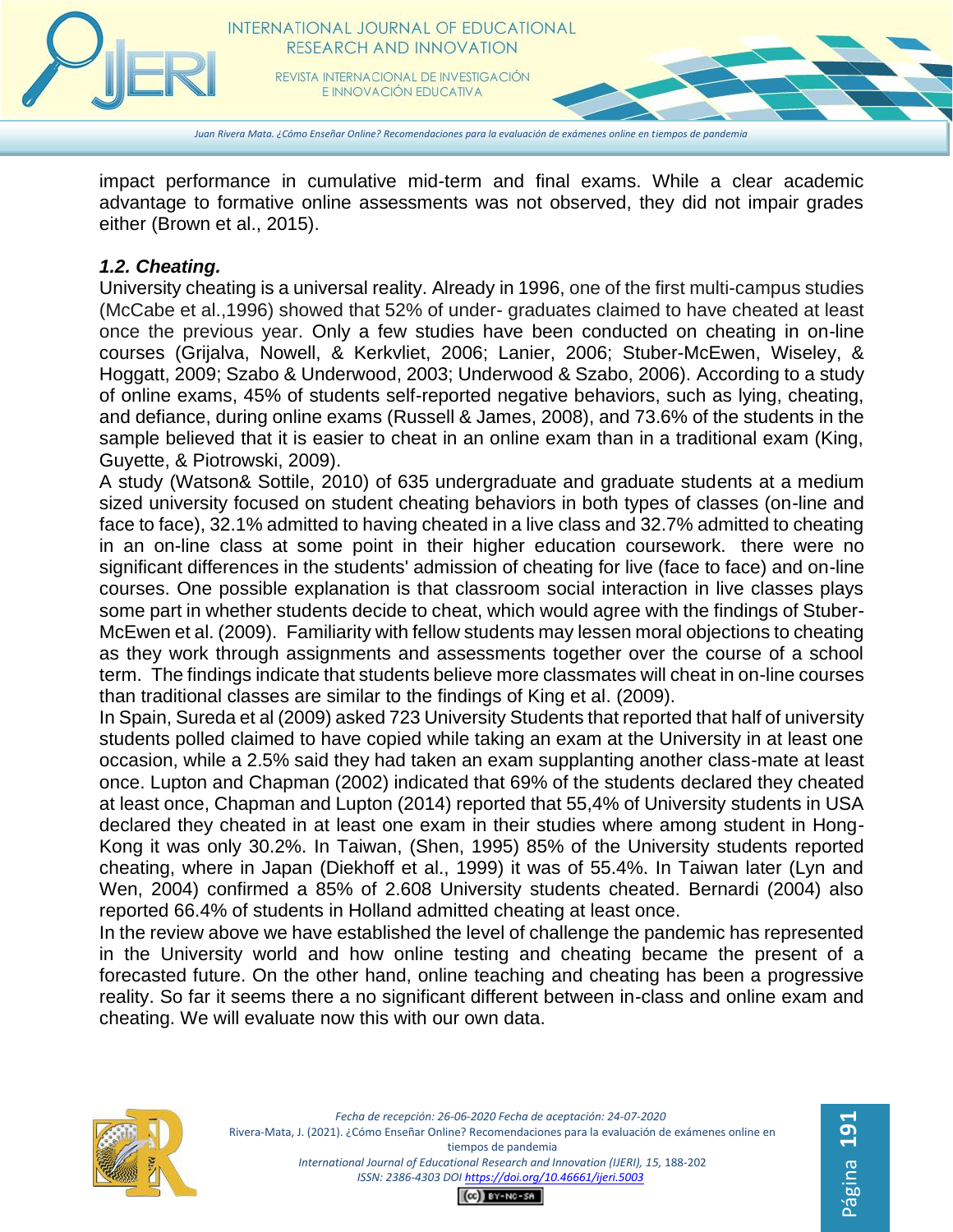impact performance in cumulative mid-term and final exams. While a clear academic advantage to formative online assessments was not observed, they did not impair grades either (Brown et al., 2015).

### *1.2. Cheating.*

University cheating is a universal reality. Already in 1996, one of the first multi-campus studies (McCabe et al.,1996) showed that 52% of under- graduates claimed to have cheated at least once the previous year. Only a few studies have been conducted on cheating in on-line courses (Grijalva, Nowell, & Kerkvliet, 2006; Lanier, 2006; Stuber-McEwen, Wiseley, & Hoggatt, 2009; Szabo & Underwood, 2003; Underwood & Szabo, 2006). According to a study of online exams, 45% of students self-reported negative behaviors, such as lying, cheating, and defiance, during online exams (Russell & James, 2008), and 73.6% of the students in the sample believed that it is easier to cheat in an online exam than in a traditional exam (King, Guyette, & Piotrowski, 2009).

A study (Watson& Sottile, 2010) of 635 undergraduate and graduate students at a medium sized university focused on student cheating behaviors in both types of classes (on-line and face to face), 32.1% admitted to having cheated in a live class and 32.7% admitted to cheating in an on-line class at some point in their higher education coursework. there were no significant differences in the students' admission of cheating for live (face to face) and on-line courses. One possible explanation is that classroom social interaction in live classes plays some part in whether students decide to cheat, which would agree with the findings of Stuber-McEwen et al. (2009). Familiarity with fellow students may lessen moral objections to cheating as they work through assignments and assessments together over the course of a school term. The findings indicate that students believe more classmates will cheat in on-line courses than traditional classes are similar to the findings of King et al. (2009).

In Spain, Sureda et al (2009) asked 723 University Students that reported that half of university students polled claimed to have copied while taking an exam at the University in at least one occasion, while a 2.5% said they had taken an exam supplanting another class-mate at least once. Lupton and Chapman (2002) indicated that 69% of the students declared they cheated at least once, Chapman and Lupton (2014) reported that 55,4% of University students in USA declared they cheated in at least one exam in their studies where among student in Hong-Kong it was only 30.2%. In Taiwan, (Shen, 1995) 85% of the University students reported cheating, where in Japan (Diekhoff et al., 1999) it was of 55.4%. In Taiwan later (Lyn and Wen, 2004) confirmed a 85% of 2.608 University students cheated. Bernardi (2004) also reported 66.4% of students in Holland admitted cheating at least once.

In the review above we have established the level of challenge the pandemic has represented in the University world and how online testing and cheating became the present of a forecasted future. On the other hand, online teaching and cheating has been a progressive reality. So far it seems there a no significant different between in-class and online exam and cheating. We will evaluate now this with our own data.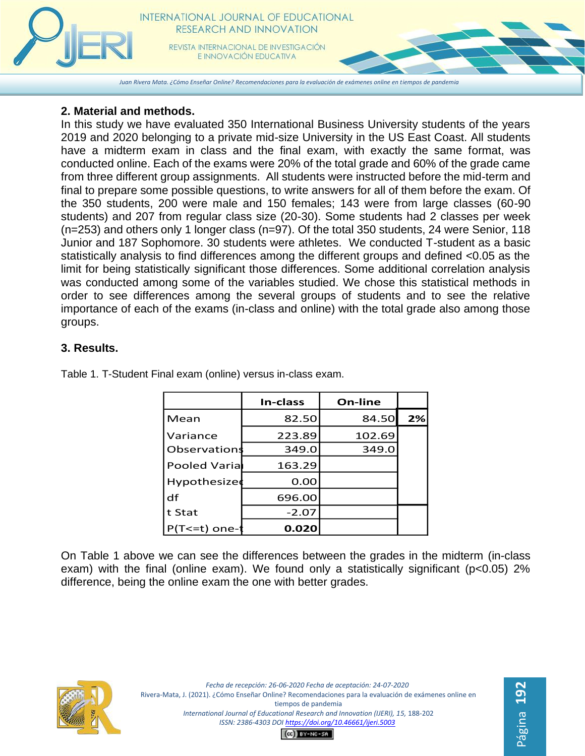## 2. Material and methods.

In this study we have evaluated 350 International Business University students of the years 2019 and 2020 belonging to a private mid-size University in the US East Coast. All students have a midterm exam in class and the final exam, with exactly the same format, was conducted online. Each of the exams were 20% of the total grade and 60% of the grade came from three different group assignments. All students were instructed before the mid-term and final to prepare some possible questions, to write answers for all of them before the exam. Of the 350 students, 200 were male and 150 females; 143 were from large classes (60-90 students) and 207 from regular class size (20-30). Some students had 2 classes per week (n=253) and others only 1 longer class (n=97). Of the total 350 students, 24 were Senior, 118 Junior and 187 Sophomore. 30 students were athletes. We conducted T-student as a basic statistically analysis to find differences among the different groups and defined <0.05 as the limit for being statistically significant those differences. Some additional correlation analysis was conducted among some of the variables studied. We chose this statistical methods in order to see differences among the several groups of students and to see the relative importance of each of the exams (in-class and online) with the total grade also among those groups.

## 3. Results.

Table 1. T-Student Final exam (online) versus in-class exam.

| | In-class | On-line | |
|---|---|---|---|
| Mean | 82.50 | 84.50 | **2%** |
| Variance | 223.89 | 102.69 | |
| Observations | 349.0 | 349.0 | |
| Pooled Varia | 163.29 | | |
| Hypothesized | 0.00 | | |
| df | 696.00 | | |
| t Stat | -2.07 | | |
| P(T<=t) one-t | **0.020** | | |

On Table 1 above we can see the differences between the grades in the midterm (in-class exam) with the final (online exam). We found only a statistically significant ($p<0.05$) 2% difference, being the online exam the one with better grades.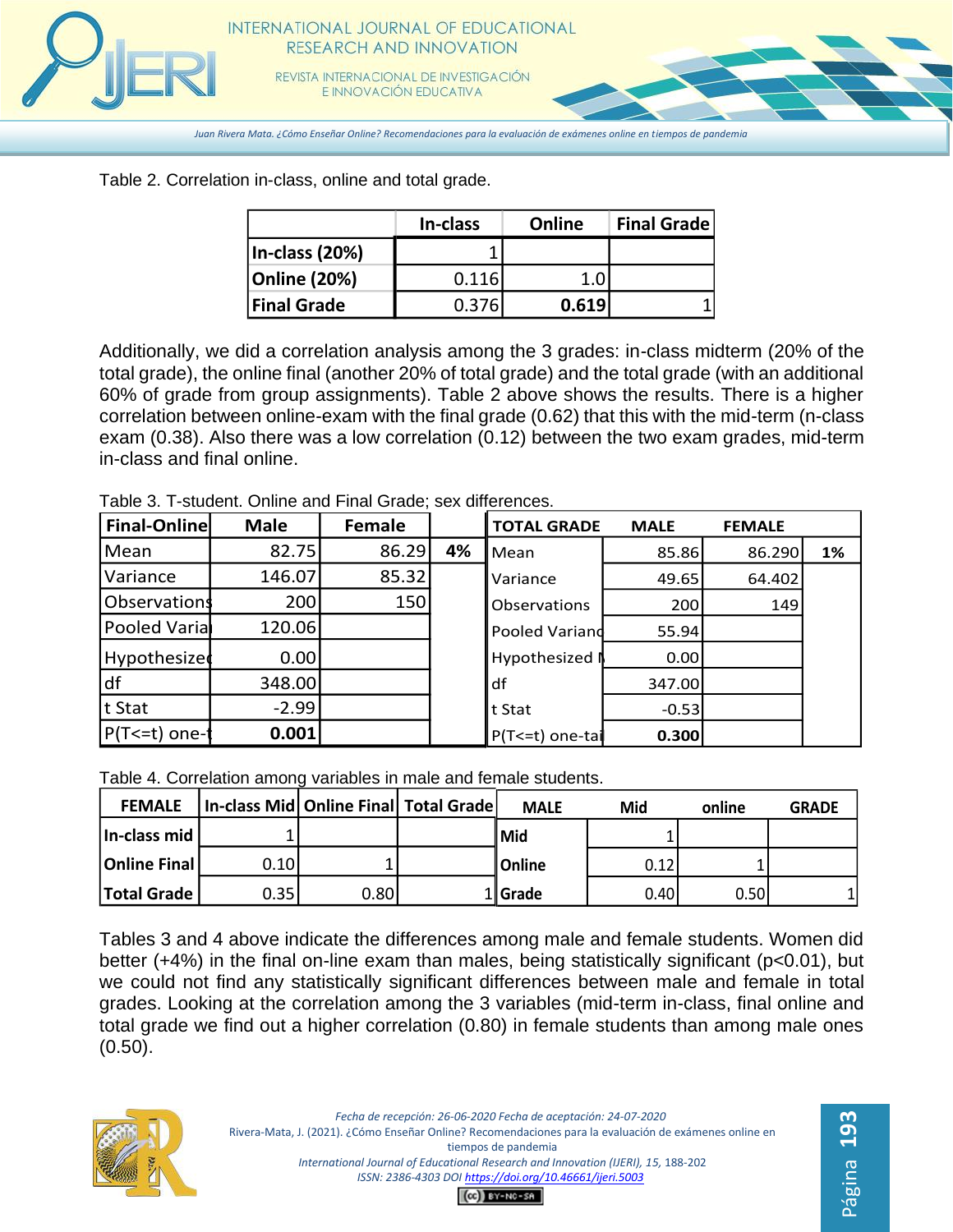Table 2. Correlation in-class, online and total grade.

| | In-class | Online | Final Grade |
|---|---|---|---|
| **In-class (20%)** | 1 | | |
| **Online (20%)** | 0.116 | 1.0 | |
| **Final Grade** | 0.376 | **0.619** | 1 |

Additionally, we did a correlation analysis among the 3 grades: in-class midterm (20% of the total grade), the online final (another 20% of total grade) and the total grade (with an additional 60% of grade from group assignments). Table 2 above shows the results. There is a higher correlation between online-exam with the final grade (0.62) that this with the mid-term (n-class exam (0.38). Also there was a low correlation (0.12) between the two exam grades, mid-term in-class and final online.

Table 3. T-student. Online and Final Grade; sex differences.

| **Final-Online** | **Male** | **Female** | | **TOTAL GRADE** | **MALE** | **FEMALE** | |
|---|---|---|---|---|---|---|---|
| Mean | 82.75 | 86.29 | **4%** | Mean | 85.86 | 86.290 | **1%** |
| Variance | 146.07 | 85.32 | | Variance | 49.65 | 64.402 | |
| Observations | 200 | 150 | | Observations | 200 | 149 | |
| Pooled Varia | 120.06 | | | Pooled Varianc | 55.94 | | |
| Hypothesized | 0.00 | | | Hypothesized M | 0.00 | | |
| df | 348.00 | | | df | 347.00 | | |
| t Stat | -2.99 | | | t Stat | -0.53 | | |
| P(T<=t) one-t | **0.001** | | | P(T<=t) one-tai | **0.300** | | |

Table 4. Correlation among variables in male and female students.

| **FEMALE** | **In-class Mid** | **Online Final** | **Total Grade** | **MALE** | **Mid** | **online** | **GRADE** |
|---|---|---|---|---|---|---|---|
| **In-class mid** | 1 | | | **Mid** | 1 | | |
| **Online Final** | 0.10 | 1 | | **Online** | 0.12 | 1 | |
| **Total Grade** | 0.35 | 0.80 | 1 | **Grade** | 0.40 | 0.50 | 1 |

Tables 3 and 4 above indicate the differences among male and female students. Women did better (+4%) in the final on-line exam than males, being statistically significant ($p<0.01$), but we could not find any statistically significant differences between male and female in total grades. Looking at the correlation among the 3 variables (mid-term in-class, final online and total grade we find out a higher correlation (0.80) in female students than among male ones (0.50).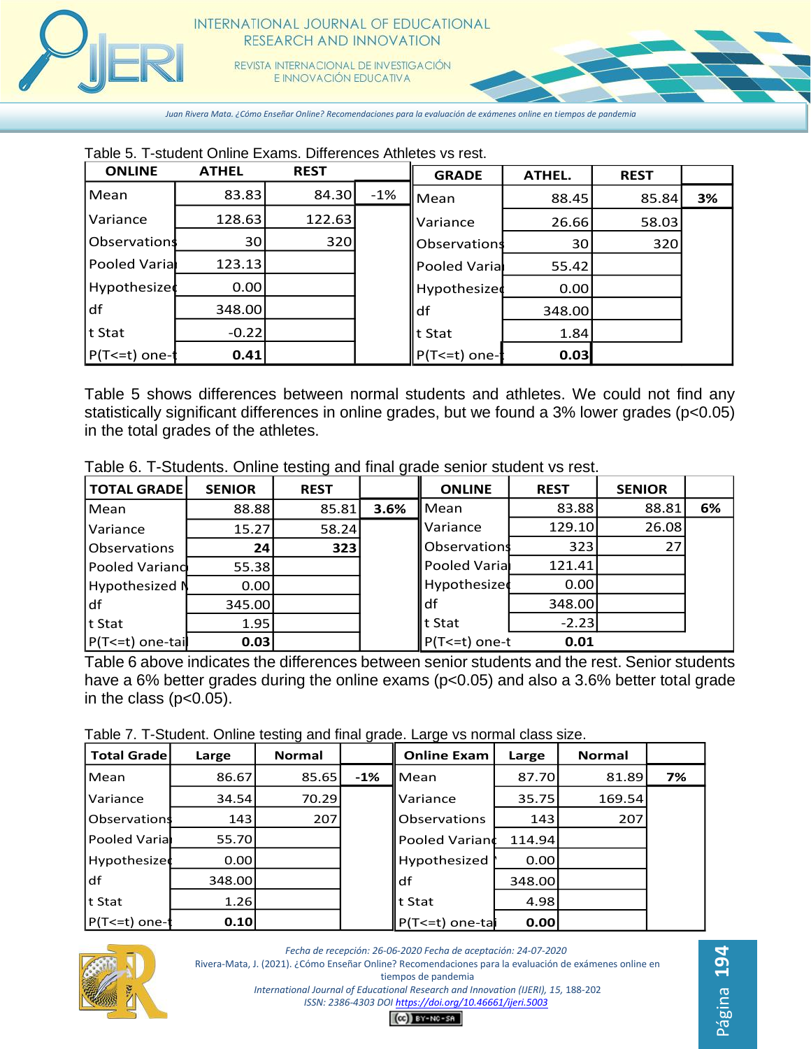Table 5. T-student Online Exams. Differences Athletes vs rest.

| ONLINE | ATHEL | REST | |
|---|---|---|---|
| Mean | 83.83 | 84.30 | -1% |
| Variance | 128.63 | 122.63 | |
| Observations | 30 | 320 | |
| Pooled Varia | 123.13 | | |
| Hypothesized | 0.00 | | |
| df | 348.00 | | |
| t Stat | -0.22 | | |
| P(T<=t) one-t | **0.41** | | |

| GRADE | ATHEL. | REST | |
|---|---|---|---|
| Mean | 88.45 | 85.84 | **3%** |
| Variance | 26.66 | 58.03 | |
| Observations | 30 | 320 | |
| Pooled Varia | 55.42 | | |
| Hypothesized | 0.00 | | |
| df | 348.00 | | |
| t Stat | 1.84 | | |
| P(T<=t) one-t | **0.03** | | |

Table 5 shows differences between normal students and athletes. We could not find any statistically significant differences in online grades, but we found a 3% lower grades ($p<0.05$) in the total grades of the athletes.

Table 6. T-Students. Online testing and final grade senior student vs rest.

| TOTAL GRADE | SENIOR | REST | |
|---|---|---|---|
| Mean | 88.88 | 85.81 | **3.6%** |
| Variance | 15.27 | 58.24 | |
| Observations | **24** | **323** | |
| Pooled Varianc | 55.38 | | |
| Hypothesized M | 0.00 | | |
| df | 345.00 | | |
| t Stat | 1.95 | | |
| P(T<=t) one-tail | **0.03** | | |

| ONLINE | REST | SENIOR | |
|---|---|---|---|
| Mean | 83.88 | 88.81 | **6%** |
| Variance | 129.10 | 26.08 | |
| Observations | 323 | 27 | |
| Pooled Varia | 121.41 | | |
| Hypothesized | 0.00 | | |
| df | 348.00 | | |
| t Stat | -2.23 | | |
| P(T<=t) one-t | **0.01** | | |

Table 6 above indicates the differences between senior students and the rest. Senior students have a 6% better grades during the online exams ($p<0.05$) and also a 3.6% better total grade in the class ($p<0.05$).

Table 7. T-Student. Online testing and final grade. Large vs normal class size.

| Total Grade | Large | Normal | |
|---|---|---|---|
| Mean | 86.67 | 85.65 | **-1%** |
| Variance | 34.54 | 70.29 | |
| Observations | 143 | 207 | |
| Pooled Varia | 55.70 | | |
| Hypothesized | 0.00 | | |
| df | 348.00 | | |
| t Stat | 1.26 | | |
| P(T<=t) one-t | **0.10** | | |

| Online Exam | Large | Normal | |
|---|---|---|---|
| Mean | 87.70 | 81.89 | **7%** |
| Variance | 35.75 | 169.54 | |
| Observations | 143 | 207 | |
| Pooled Varianc | 114.94 | | |
| Hypothesized | 0.00 | | |
| df | 348.00 | | |
| t Stat | 4.98 | | |
| P(T<=t) one-tai | **0.00** | | |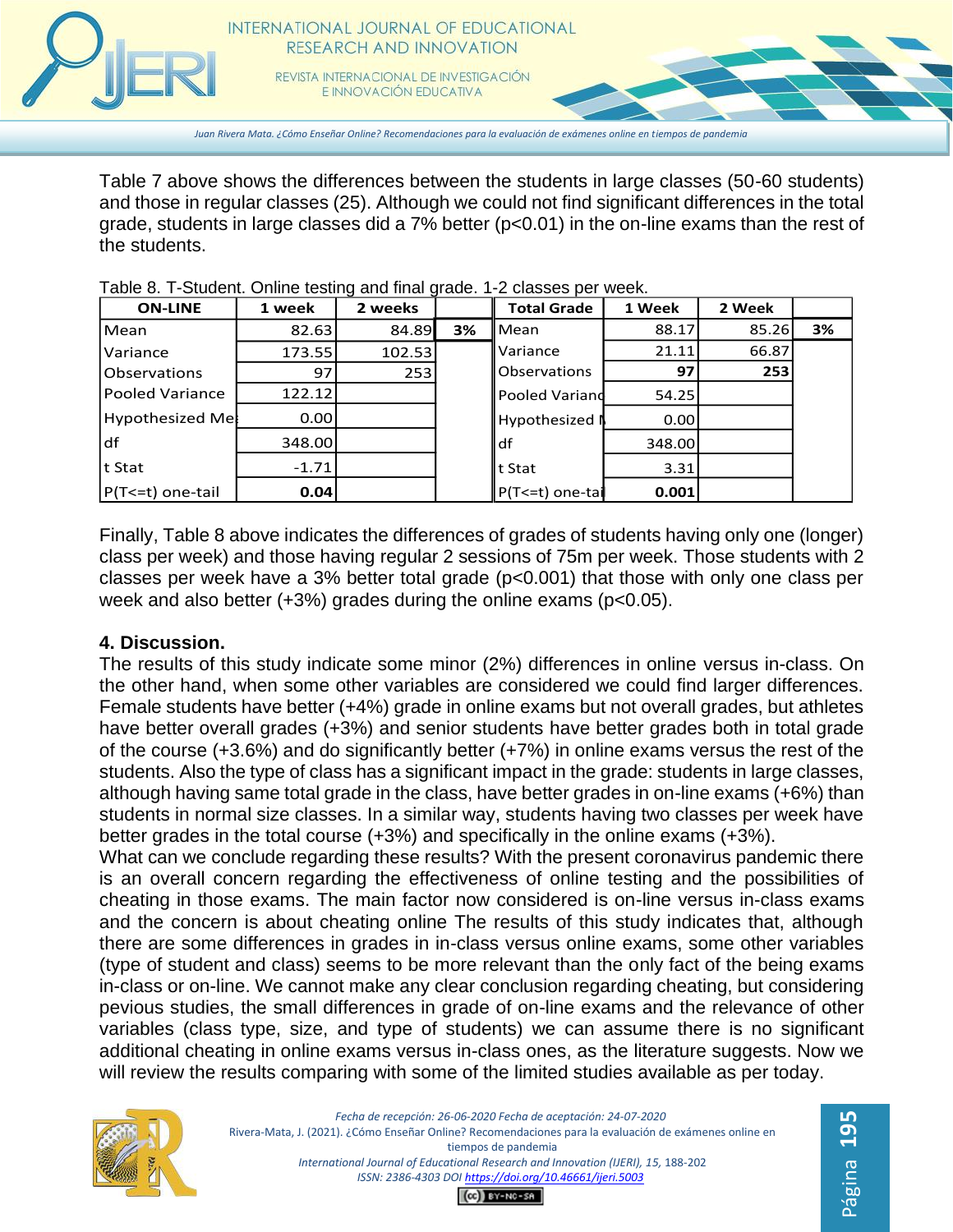Table 7 above shows the differences between the students in large classes (50-60 students) and those in regular classes (25). Although we could not find significant differences in the total grade, students in large classes did a 7% better (p<0.01) in the on-line exams than the rest of the students.

Table 8. T-Student. Online testing and final grade. 1-2 classes per week.

| ON-LINE | 1 week | 2 weeks | | Total Grade | 1 Week | 2 Week | |
|---|---|---|---|---|---|---|---|
| Mean | 82.63 | 84.89 | 3% | Mean | 88.17 | 85.26 | 3% |
| Variance | 173.55 | 102.53 | | Variance | 21.11 | 66.87 | |
| Observations | 97 | 253 | | Observations | 97 | 253 | |
| Pooled Variance | 122.12 | | | Pooled Varianc | 54.25 | | |
| Hypothesized Me | 0.00 | | | Hypothesized M | 0.00 | | |
| df | 348.00 | | | df | 348.00 | | |
| t Stat | -1.71 | | | t Stat | 3.31 | | |
| P(T<=t) one-tail | **0.04** | | | P(T<=t) one-tai | **0.001** | | |

Finally, Table 8 above indicates the differences of grades of students having only one (longer) class per week) and those having regular 2 sessions of 75m per week. Those students with 2 classes per week have a 3% better total grade (p<0.001) that those with only one class per week and also better (+3%) grades during the online exams (p<0.05).

## 4. Discussion.

The results of this study indicate some minor (2%) differences in online versus in-class. On the other hand, when some other variables are considered we could find larger differences. Female students have better (+4%) grade in online exams but not overall grades, but athletes have better overall grades (+3%) and senior students have better grades both in total grade of the course (+3.6%) and do significantly better (+7%) in online exams versus the rest of the students. Also the type of class has a significant impact in the grade: students in large classes, although having same total grade in the class, have better grades in on-line exams (+6%) than students in normal size classes. In a similar way, students having two classes per week have better grades in the total course (+3%) and specifically in the online exams (+3%).

What can we conclude regarding these results? With the present coronavirus pandemic there is an overall concern regarding the effectiveness of online testing and the possibilities of cheating in those exams. The main factor now considered is on-line versus in-class exams and the concern is about cheating online The results of this study indicates that, although there are some differences in grades in in-class versus online exams, some other variables (type of student and class) seems to be more relevant than the only fact of the being exams in-class or on-line. We cannot make any clear conclusion regarding cheating, but considering pevious studies, the small differences in grade of on-line exams and the relevance of other variables (class type, size, and type of students) we can assume there is no significant additional cheating in online exams versus in-class ones, as the literature suggests. Now we will review the results comparing with some of the limited studies available as per today.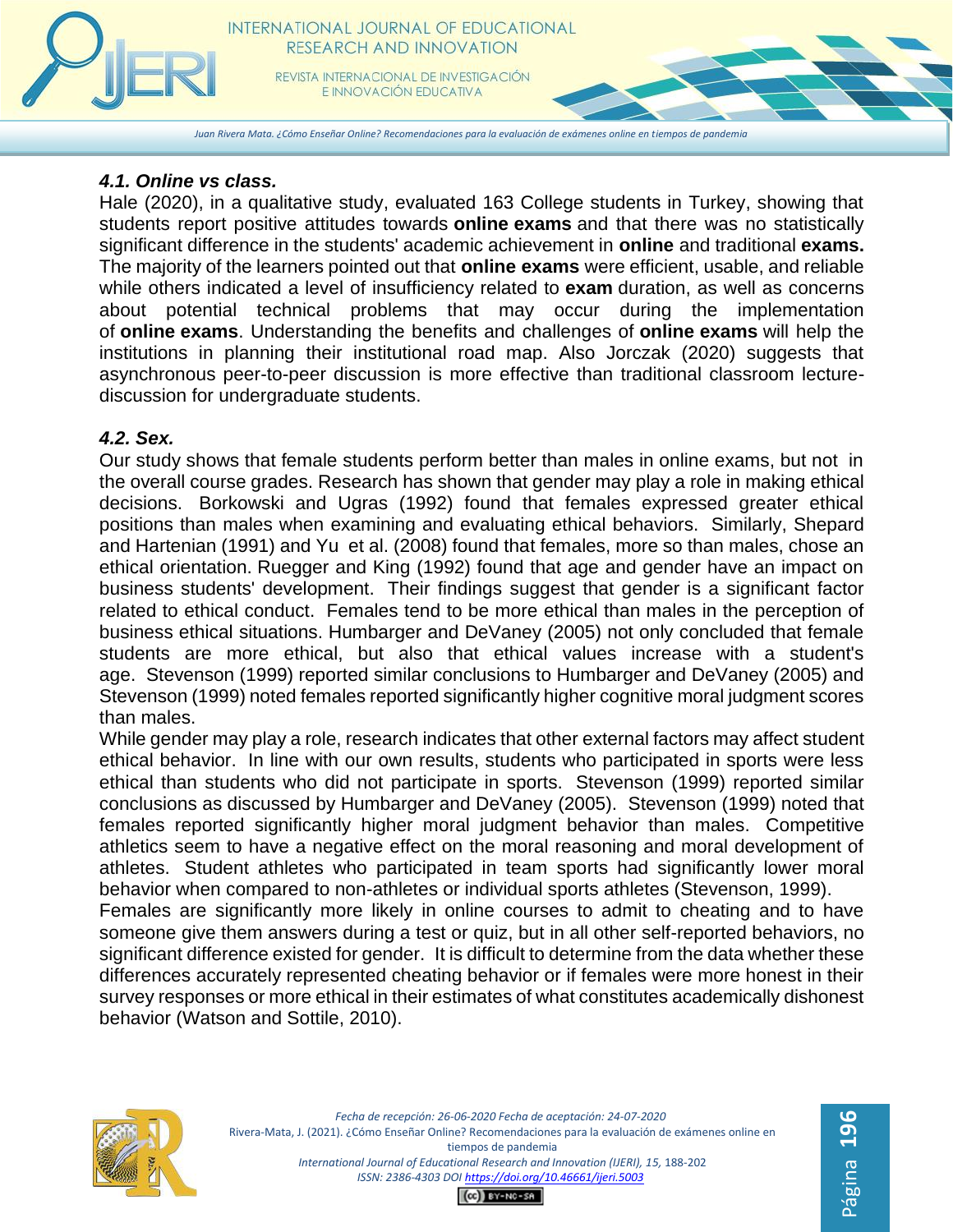### *4.1. Online vs class.*

Hale (2020), in a qualitative study, evaluated 163 College students in Turkey, showing that students report positive attitudes towards **online exams** and that there was no statistically significant difference in the students' academic achievement in **online** and traditional **exams.** The majority of the learners pointed out that **online exams** were efficient, usable, and reliable while others indicated a level of insufficiency related to **exam** duration, as well as concerns about potential technical problems that may occur during the implementation of **online exams**. Understanding the benefits and challenges of **online exams** will help the institutions in planning their institutional road map. Also Jorczak (2020) suggests that asynchronous peer-to-peer discussion is more effective than traditional classroom lecture-discussion for undergraduate students.

### *4.2. Sex.*

Our study shows that female students perform better than males in online exams, but not in the overall course grades. Research has shown that gender may play a role in making ethical decisions. Borkowski and Ugras (1992) found that females expressed greater ethical positions than males when examining and evaluating ethical behaviors. Similarly, Shepard and Hartenian (1991) and Yu et al. (2008) found that females, more so than males, chose an ethical orientation. Ruegger and King (1992) found that age and gender have an impact on business students' development. Their findings suggest that gender is a significant factor related to ethical conduct. Females tend to be more ethical than males in the perception of business ethical situations. Humbarger and DeVaney (2005) not only concluded that female students are more ethical, but also that ethical values increase with a student's age. Stevenson (1999) reported similar conclusions to Humbarger and DeVaney (2005) and Stevenson (1999) noted females reported significantly higher cognitive moral judgment scores than males.

While gender may play a role, research indicates that other external factors may affect student ethical behavior. In line with our own results, students who participated in sports were less ethical than students who did not participate in sports. Stevenson (1999) reported similar conclusions as discussed by Humbarger and DeVaney (2005). Stevenson (1999) noted that females reported significantly higher moral judgment behavior than males. Competitive athletics seem to have a negative effect on the moral reasoning and moral development of athletes. Student athletes who participated in team sports had significantly lower moral behavior when compared to non-athletes or individual sports athletes (Stevenson, 1999).

Females are significantly more likely in online courses to admit to cheating and to have someone give them answers during a test or quiz, but in all other self-reported behaviors, no significant difference existed for gender. It is difficult to determine from the data whether these differences accurately represented cheating behavior or if females were more honest in their survey responses or more ethical in their estimates of what constitutes academically dishonest behavior (Watson and Sottile, 2010).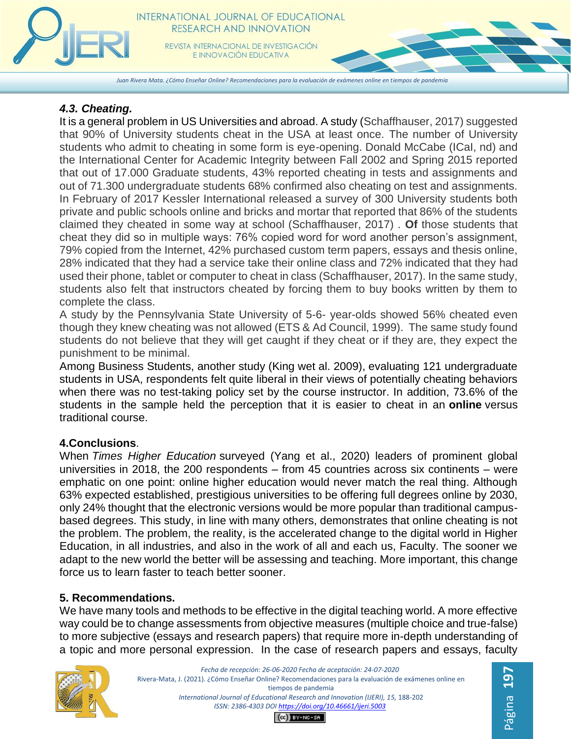### *4.3. Cheating.*

It is a general problem in US Universities and abroad. A study (Schaffhauser, 2017) suggested that 90% of University students cheat in the USA at least once. The number of University students who admit to cheating in some form is eye-opening. Donald McCabe (ICaI, nd) and the International Center for Academic Integrity between Fall 2002 and Spring 2015 reported that out of 17.000 Graduate students, 43% reported cheating in tests and assignments and out of 71.300 undergraduate students 68% confirmed also cheating on test and assignments. In February of 2017 Kessler International released a survey of 300 University students both private and public schools online and bricks and mortar that reported that 86% of the students claimed they cheated in some way at school (Schaffhauser, 2017) . **Of** those students that cheat they did so in multiple ways: 76% copied word for word another person's assignment, 79% copied from the Internet, 42% purchased custom term papers, essays and thesis online, 28% indicated that they had a service take their online class and 72% indicated that they had used their phone, tablet or computer to cheat in class (Schaffhauser, 2017). In the same study, students also felt that instructors cheated by forcing them to buy books written by them to complete the class.

A study by the Pennsylvania State University of 5-6- year-olds showed 56% cheated even though they knew cheating was not allowed (ETS & Ad Council, 1999). The same study found students do not believe that they will get caught if they cheat or if they are, they expect the punishment to be minimal.

Among Business Students, another study (King wet al. 2009), evaluating 121 undergraduate students in USA, respondents felt quite liberal in their views of potentially cheating behaviors when there was no test-taking policy set by the course instructor. In addition, 73.6% of the students in the sample held the perception that it is easier to cheat in an **online** versus traditional course.

## 4.Conclusions.

When *Times Higher Education* surveyed (Yang et al., 2020) leaders of prominent global universities in 2018, the 200 respondents – from 45 countries across six continents – were emphatic on one point: online higher education would never match the real thing. Although 63% expected established, prestigious universities to be offering full degrees online by 2030, only 24% thought that the electronic versions would be more popular than traditional campus-based degrees. This study, in line with many others, demonstrates that online cheating is not the problem. The problem, the reality, is the accelerated change to the digital world in Higher Education, in all industries, and also in the work of all and each us, Faculty. The sooner we adapt to the new world the better will be assessing and teaching. More important, this change force us to learn faster to teach better sooner.

## 5. Recommendations.

We have many tools and methods to be effective in the digital teaching world. A more effective way could be to change assessments from objective measures (multiple choice and true-false) to more subjective (essays and research papers) that require more in-depth understanding of a topic and more personal expression. In the case of research papers and essays, faculty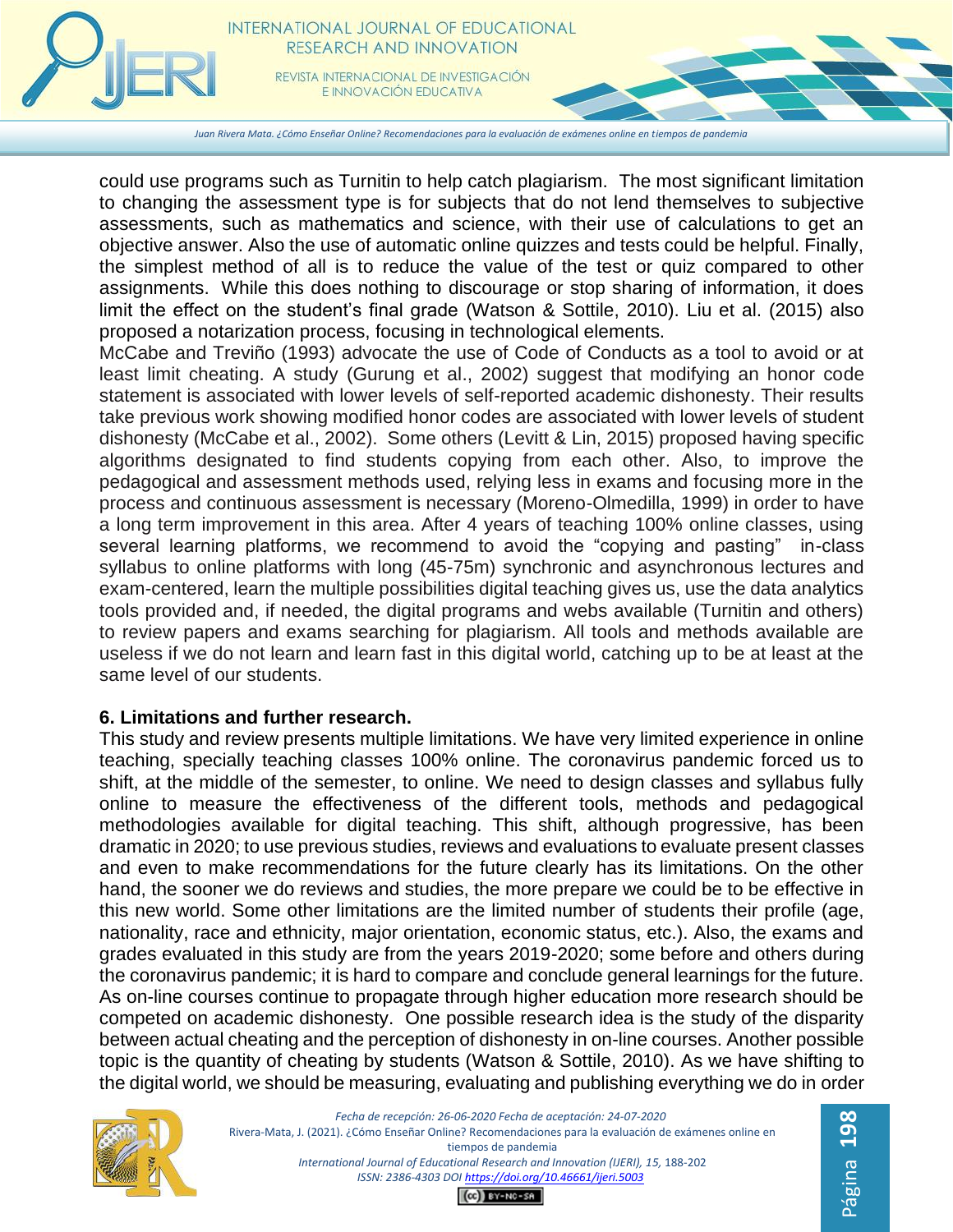could use programs such as Turnitin to help catch plagiarism. The most significant limitation to changing the assessment type is for subjects that do not lend themselves to subjective assessments, such as mathematics and science, with their use of calculations to get an objective answer. Also the use of automatic online quizzes and tests could be helpful. Finally, the simplest method of all is to reduce the value of the test or quiz compared to other assignments. While this does nothing to discourage or stop sharing of information, it does limit the effect on the student's final grade (Watson & Sottile, 2010). Liu et al. (2015) also proposed a notarization process, focusing in technological elements.

McCabe and Treviño (1993) advocate the use of Code of Conducts as a tool to avoid or at least limit cheating. A study (Gurung et al., 2002) suggest that modifying an honor code statement is associated with lower levels of self-reported academic dishonesty. Their results take previous work showing modified honor codes are associated with lower levels of student dishonesty (McCabe et al., 2002). Some others (Levitt & Lin, 2015) proposed having specific algorithms designated to find students copying from each other. Also, to improve the pedagogical and assessment methods used, relying less in exams and focusing more in the process and continuous assessment is necessary (Moreno-Olmedilla, 1999) in order to have a long term improvement in this area. After 4 years of teaching 100% online classes, using several learning platforms, we recommend to avoid the "copying and pasting" in-class syllabus to online platforms with long (45-75m) synchronic and asynchronous lectures and exam-centered, learn the multiple possibilities digital teaching gives us, use the data analytics tools provided and, if needed, the digital programs and webs available (Turnitin and others) to review papers and exams searching for plagiarism. All tools and methods available are useless if we do not learn and learn fast in this digital world, catching up to be at least at the same level of our students.

### 6. Limitations and further research.

This study and review presents multiple limitations. We have very limited experience in online teaching, specially teaching classes 100% online. The coronavirus pandemic forced us to shift, at the middle of the semester, to online. We need to design classes and syllabus fully online to measure the effectiveness of the different tools, methods and pedagogical methodologies available for digital teaching. This shift, although progressive, has been dramatic in 2020; to use previous studies, reviews and evaluations to evaluate present classes and even to make recommendations for the future clearly has its limitations. On the other hand, the sooner we do reviews and studies, the more prepare we could be to be effective in this new world. Some other limitations are the limited number of students their profile (age, nationality, race and ethnicity, major orientation, economic status, etc.). Also, the exams and grades evaluated in this study are from the years 2019-2020; some before and others during the coronavirus pandemic; it is hard to compare and conclude general learnings for the future. As on-line courses continue to propagate through higher education more research should be competed on academic dishonesty. One possible research idea is the study of the disparity between actual cheating and the perception of dishonesty in on-line courses. Another possible topic is the quantity of cheating by students (Watson & Sottile, 2010). As we have shifting to the digital world, we should be measuring, evaluating and publishing everything we do in order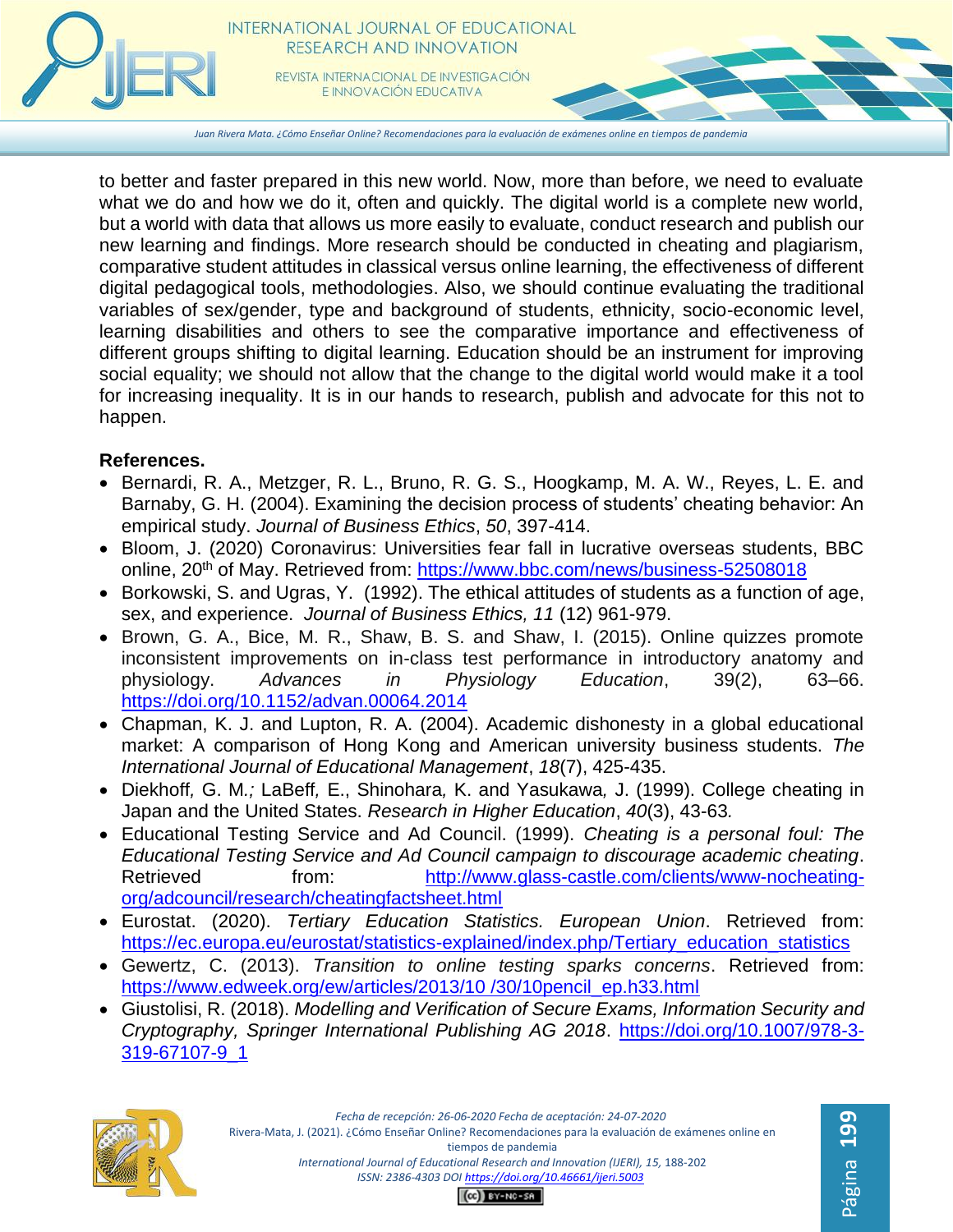to better and faster prepared in this new world. Now, more than before, we need to evaluate what we do and how we do it, often and quickly. The digital world is a complete new world, but a world with data that allows us more easily to evaluate, conduct research and publish our new learning and findings. More research should be conducted in cheating and plagiarism, comparative student attitudes in classical versus online learning, the effectiveness of different digital pedagogical tools, methodologies. Also, we should continue evaluating the traditional variables of sex/gender, type and background of students, ethnicity, socio-economic level, learning disabilities and others to see the comparative importance and effectiveness of different groups shifting to digital learning. Education should be an instrument for improving social equality; we should not allow that the change to the digital world would make it a tool for increasing inequality. It is in our hands to research, publish and advocate for this not to happen.

**References.**

- Bernardi, R. A., Metzger, R. L., Bruno, R. G. S., Hoogkamp, M. A. W., Reyes, L. E. and Barnaby, G. H. (2004). Examining the decision process of students' cheating behavior: An empirical study. *Journal of Business Ethics*, *50*, 397-414.
- Bloom, J. (2020) Coronavirus: Universities fear fall in lucrative overseas students, BBC online, 20th of May. Retrieved from: https://www.bbc.com/news/business-52508018
- Borkowski, S. and Ugras, Y. (1992). The ethical attitudes of students as a function of age, sex, and experience. *Journal of Business Ethics, 11* (12) 961-979.
- Brown, G. A., Bice, M. R., Shaw, B. S. and Shaw, I. (2015). Online quizzes promote inconsistent improvements on in-class test performance in introductory anatomy and physiology. *Advances in Physiology Education*, 39(2), 63–66. https://doi.org/10.1152/advan.00064.2014
- Chapman, K. J. and Lupton, R. A. (2004). Academic dishonesty in a global educational market: A comparison of Hong Kong and American university business students. *The International Journal of Educational Management*, *18*(7), 425-435.
- Diekhoff, G. M.; LaBeff, E., Shinohara, K. and Yasukawa, J. (1999). College cheating in Japan and the United States. *Research in Higher Education*, *40*(3), 43-63.
- Educational Testing Service and Ad Council. (1999). *Cheating is a personal foul: The Educational Testing Service and Ad Council campaign to discourage academic cheating*. Retrieved from: http://www.glass-castle.com/clients/www-nocheating-org/adcouncil/research/cheatingfactsheet.html
- Eurostat. (2020). *Tertiary Education Statistics. European Union*. Retrieved from: https://ec.europa.eu/eurostat/statistics-explained/index.php/Tertiary_education_statistics
- Gewertz, C. (2013). *Transition to online testing sparks concerns*. Retrieved from: https://www.edweek.org/ew/articles/2013/10 /30/10pencil_ep.h33.html
- Giustolisi, R. (2018). *Modelling and Verification of Secure Exams, Information Security and Cryptography, Springer International Publishing AG 2018*. https://doi.org/10.1007/978-3-319-67107-9_1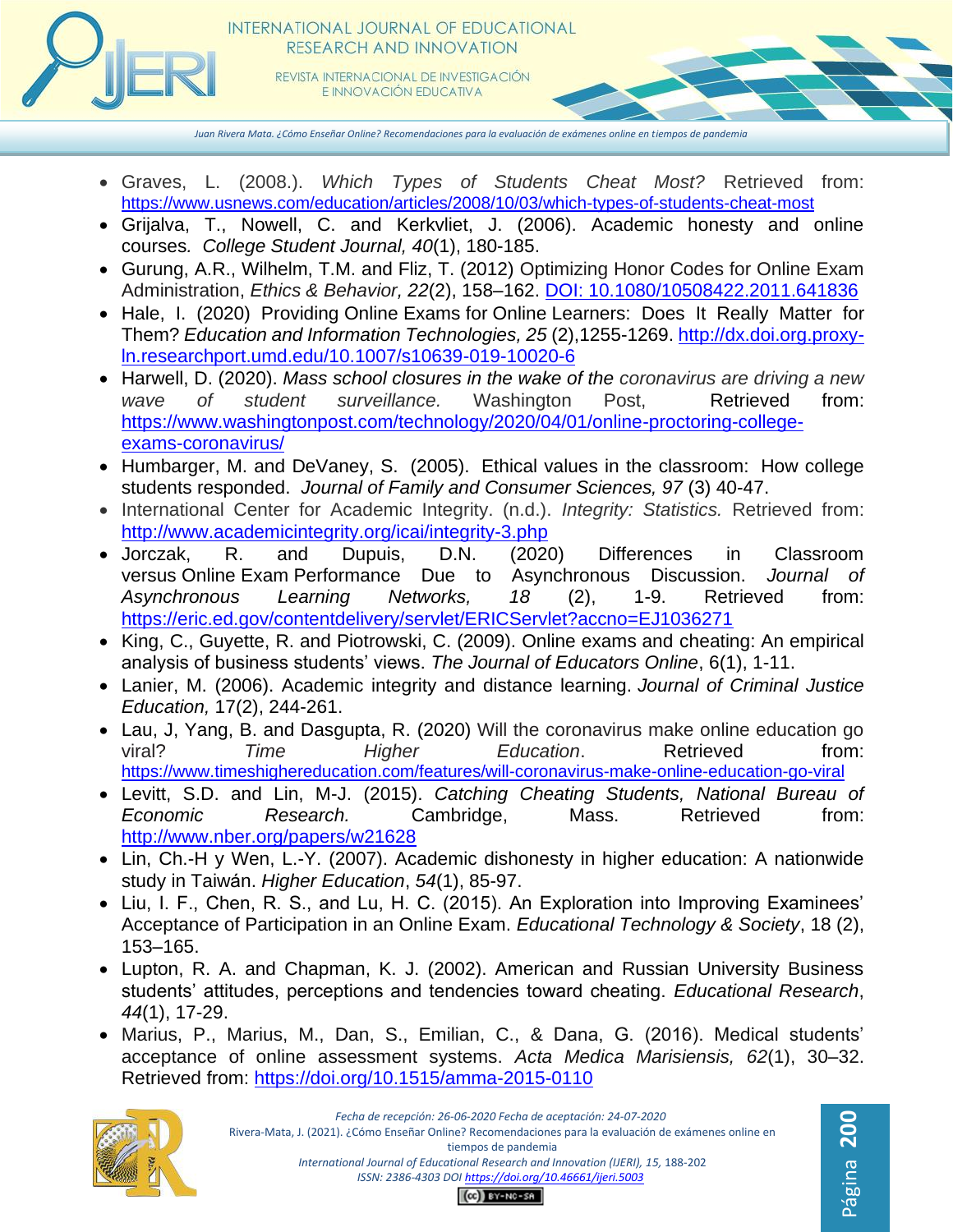- Graves, L. (2008.). *Which Types of Students Cheat Most?* Retrieved from: https://www.usnews.com/education/articles/2008/10/03/which-types-of-students-cheat-most
- Grijalva, T., Nowell, C. and Kerkvliet, J. (2006). Academic honesty and online courses. *College Student Journal, 40*(1), 180-185.
- Gurung, A.R., Wilhelm, T.M. and Fliz, T. (2012) Optimizing Honor Codes for Online Exam Administration, *Ethics & Behavior, 22*(2), 158–162. DOI: 10.1080/10508422.2011.641836
- Hale, I. (2020) Providing Online Exams for Online Learners: Does It Really Matter for Them? *Education and Information Technologies, 25* (2),1255-1269. http://dx.doi.org.proxy-ln.researchport.umd.edu/10.1007/s10639-019-10020-6
- Harwell, D. (2020). *Mass school closures in the wake of the coronavirus are driving a new wave of student surveillance.* Washington Post, Retrieved from: https://www.washingtonpost.com/technology/2020/04/01/online-proctoring-college-exams-coronavirus/
- Humbarger, M. and DeVaney, S. (2005). Ethical values in the classroom: How college students responded. *Journal of Family and Consumer Sciences, 97* (3) 40-47.
- International Center for Academic Integrity. (n.d.). *Integrity: Statistics.* Retrieved from: http://www.academicintegrity.org/icai/integrity-3.php
- Jorczak, R. and Dupuis, D.N. (2020) Differences in Classroom versus Online Exam Performance Due to Asynchronous Discussion. *Journal of Asynchronous Learning Networks, 18* (2), 1-9. Retrieved from: https://eric.ed.gov/contentdelivery/servlet/ERICServlet?accno=EJ1036271
- King, C., Guyette, R. and Piotrowski, C. (2009). Online exams and cheating: An empirical analysis of business students' views. *The Journal of Educators Online*, 6(1), 1-11.
- Lanier, M. (2006). Academic integrity and distance learning. *Journal of Criminal Justice Education,* 17(2), 244-261.
- Lau, J, Yang, B. and Dasgupta, R. (2020) Will the coronavirus make online education go viral? *Time Higher Education*. Retrieved from: https://www.timeshighereducation.com/features/will-coronavirus-make-online-education-go-viral
- Levitt, S.D. and Lin, M-J. (2015). *Catching Cheating Students, National Bureau of Economic Research.* Cambridge, Mass. Retrieved from: http://www.nber.org/papers/w21628
- Lin, Ch.-H y Wen, L.-Y. (2007). Academic dishonesty in higher education: A nationwide study in Taiwán. *Higher Education*, *54*(1), 85-97.
- Liu, I. F., Chen, R. S., and Lu, H. C. (2015). An Exploration into Improving Examinees' Acceptance of Participation in an Online Exam. *Educational Technology & Society*, 18 (2), 153–165.
- Lupton, R. A. and Chapman, K. J. (2002). American and Russian University Business students' attitudes, perceptions and tendencies toward cheating. *Educational Research*, *44*(1), 17-29.
- Marius, P., Marius, M., Dan, S., Emilian, C., & Dana, G. (2016). Medical students' acceptance of online assessment systems. *Acta Medica Marisiensis, 62*(1), 30–32. Retrieved from: https://doi.org/10.1515/amma-2015-0110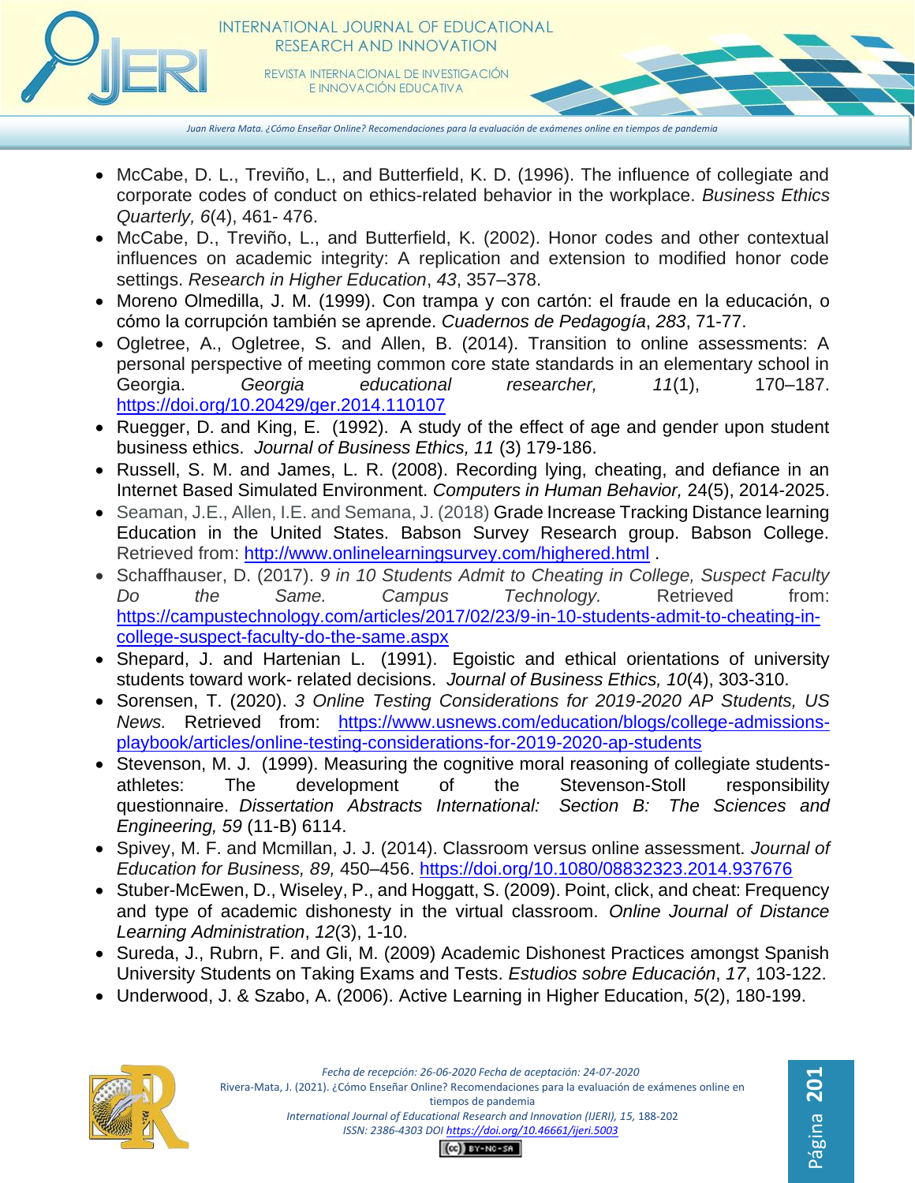- McCabe, D. L., Treviño, L., and Butterfield, K. D. (1996). The influence of collegiate and corporate codes of conduct on ethics-related behavior in the workplace. *Business Ethics Quarterly, 6*(4), 461- 476.
- McCabe, D., Treviño, L., and Butterfield, K. (2002). Honor codes and other contextual influences on academic integrity: A replication and extension to modified honor code settings. *Research in Higher Education*, *43*, 357–378.
- Moreno Olmedilla, J. M. (1999). Con trampa y con cartón: el fraude en la educación, o cómo la corrupción también se aprende. *Cuadernos de Pedagogía*, *283*, 71-77.
- Ogletree, A., Ogletree, S. and Allen, B. (2014). Transition to online assessments: A personal perspective of meeting common core state standards in an elementary school in Georgia. *Georgia educational researcher, 11*(1), 170–187. https://doi.org/10.20429/ger.2014.110107
- Ruegger, D. and King, E. (1992). A study of the effect of age and gender upon student business ethics. *Journal of Business Ethics, 11* (3) 179-186.
- Russell, S. M. and James, L. R. (2008). Recording lying, cheating, and defiance in an Internet Based Simulated Environment. *Computers in Human Behavior,* 24(5), 2014-2025.
- Seaman, J.E., Allen, I.E. and Semana, J. (2018) Grade Increase Tracking Distance learning Education in the United States. Babson Survey Research group. Babson College. Retrieved from: http://www.onlinelearningsurvey.com/highered.html .
- Schaffhauser, D. (2017). *9 in 10 Students Admit to Cheating in College, Suspect Faculty Do the Same. Campus Technology.* Retrieved from: https://campustechnology.com/articles/2017/02/23/9-in-10-students-admit-to-cheating-in-college-suspect-faculty-do-the-same.aspx
- Shepard, J. and Hartenian L. (1991). Egoistic and ethical orientations of university students toward work- related decisions. *Journal of Business Ethics, 10*(4), 303-310.
- Sorensen, T. (2020). *3 Online Testing Considerations for 2019-2020 AP Students, US News.* Retrieved from: https://www.usnews.com/education/blogs/college-admissions-playbook/articles/online-testing-considerations-for-2019-2020-ap-students
- Stevenson, M. J. (1999). Measuring the cognitive moral reasoning of collegiate students-athletes: The development of the Stevenson-Stoll responsibility questionnaire. *Dissertation Abstracts International: Section B: The Sciences and Engineering, 59* (11-B) 6114.
- Spivey, M. F. and Mcmillan, J. J. (2014). Classroom versus online assessment. *Journal of Education for Business, 89,* 450–456. https://doi.org/10.1080/08832323.2014.937676
- Stuber-McEwen, D., Wiseley, P., and Hoggatt, S. (2009). Point, click, and cheat: Frequency and type of academic dishonesty in the virtual classroom. *Online Journal of Distance Learning Administration*, *12*(3), 1-10.
- Sureda, J., Rubrn, F. and Gli, M. (2009) Academic Dishonest Practices amongst Spanish University Students on Taking Exams and Tests. *Estudios sobre Educación*, *17*, 103-122.
- Underwood, J. & Szabo, A. (2006). Active Learning in Higher Education, *5*(2), 180-199.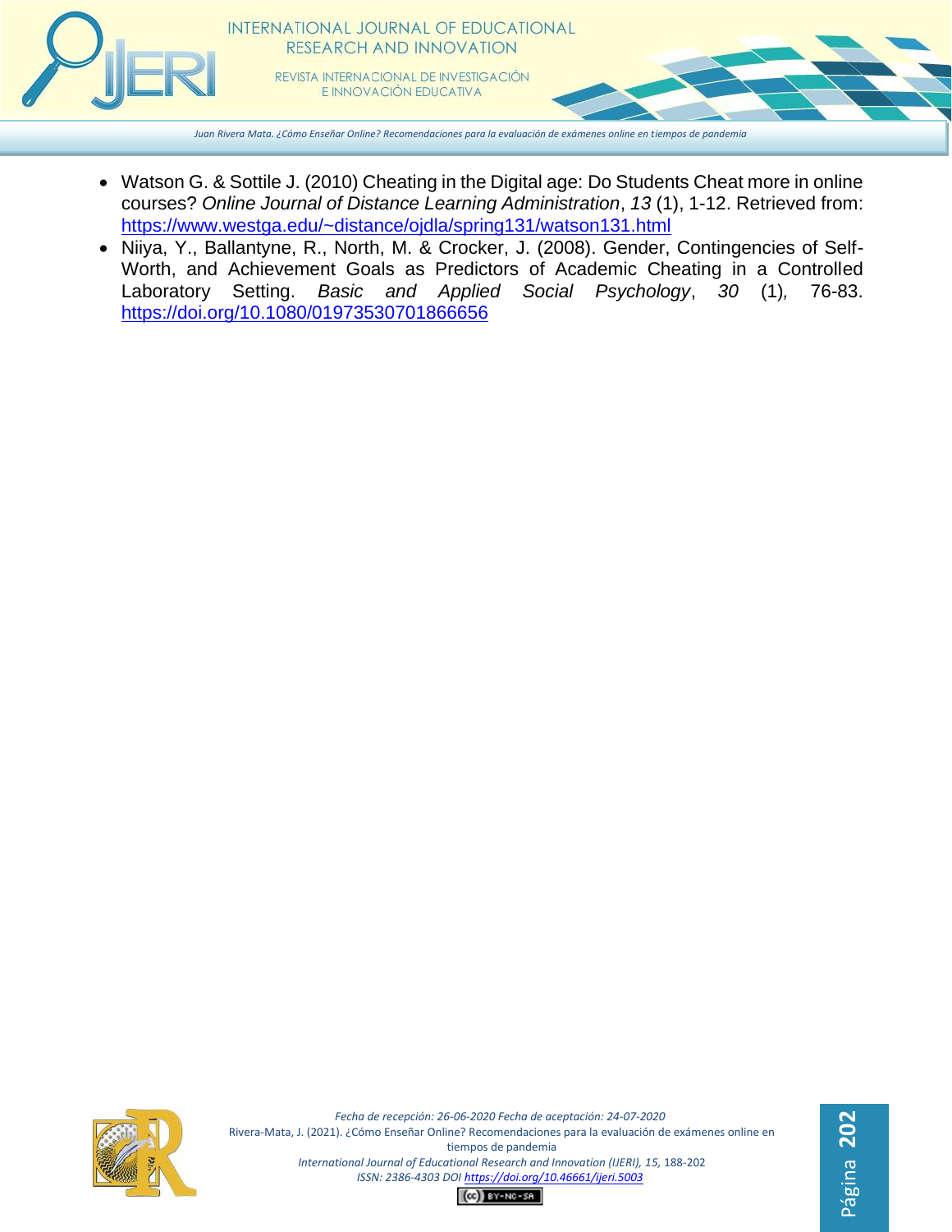- Watson G. & Sottile J. (2010) Cheating in the Digital age: Do Students Cheat more in online courses? *Online Journal of Distance Learning Administration*, *13* (1), 1-12. Retrieved from: https://www.westga.edu/~distance/ojdla/spring131/watson131.html
- Niiya, Y., Ballantyne, R., North, M. & Crocker, J. (2008). Gender, Contingencies of Self-Worth, and Achievement Goals as Predictors of Academic Cheating in a Controlled Laboratory Setting. *Basic and Applied Social Psychology*, *30* (1), 76-83. https://doi.org/10.1080/01973530701866656